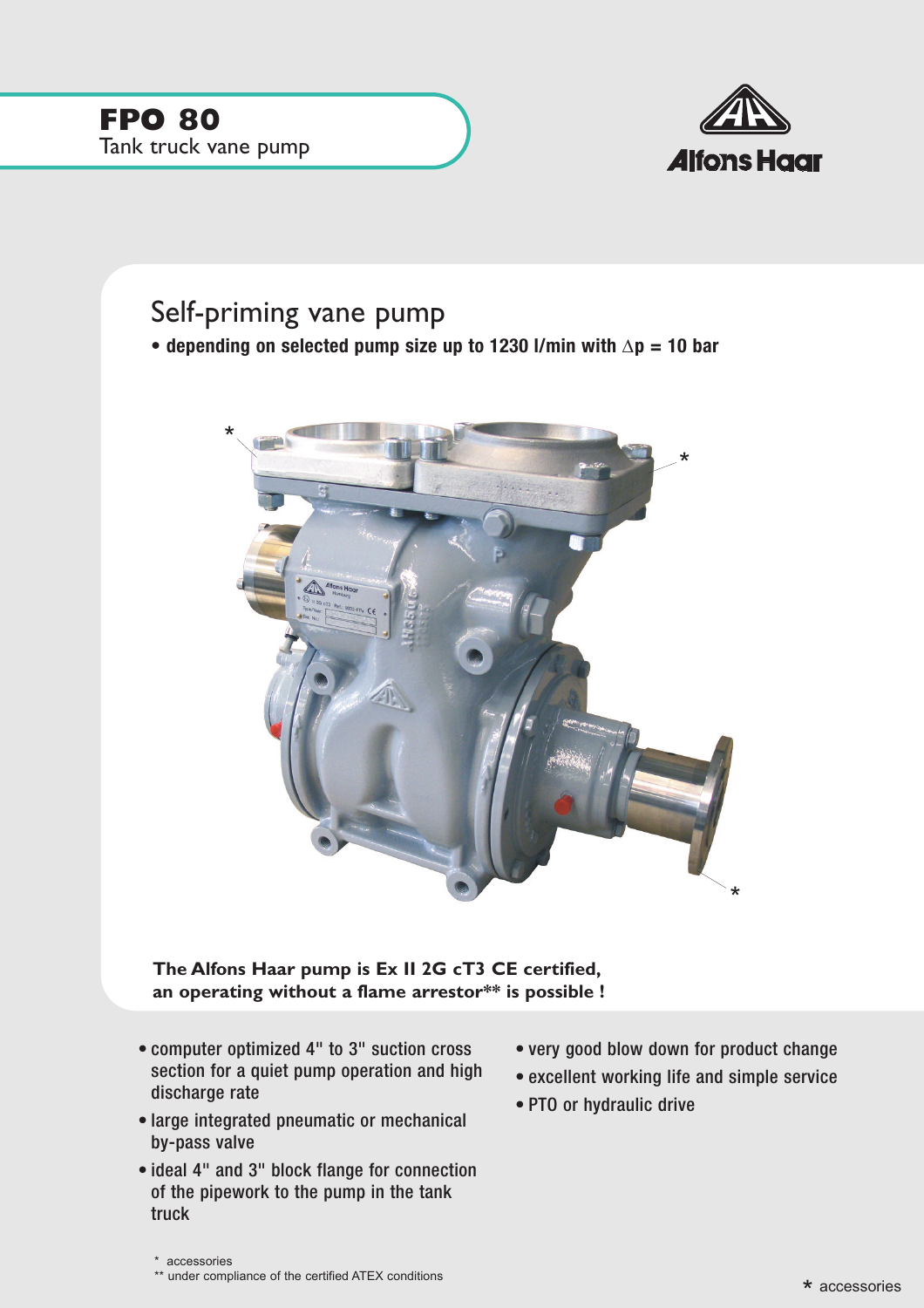# FPO 80

Tank truck vane pump

Alfons Haar

## Self-priming vane pump

- **depending on selected pump size up to 1230 l/min with $\Delta p$ = 10 bar**

**The Alfons Haar pump is Ex II 2G cT3 CE certified, an operating without a flame arrestor** is possible !**

- computer optimized 4" to 3" suction cross section for a quiet pump operation and high discharge rate
- large integrated pneumatic or mechanical by-pass valve
- ideal 4" and 3" block flange for connection of the pipework to the pump in the tank truck
- very good blow down for product change
- excellent working life and simple service
- PTO or hydraulic drive

\* accessories
** under compliance of the certified ATEX conditions

\* accessories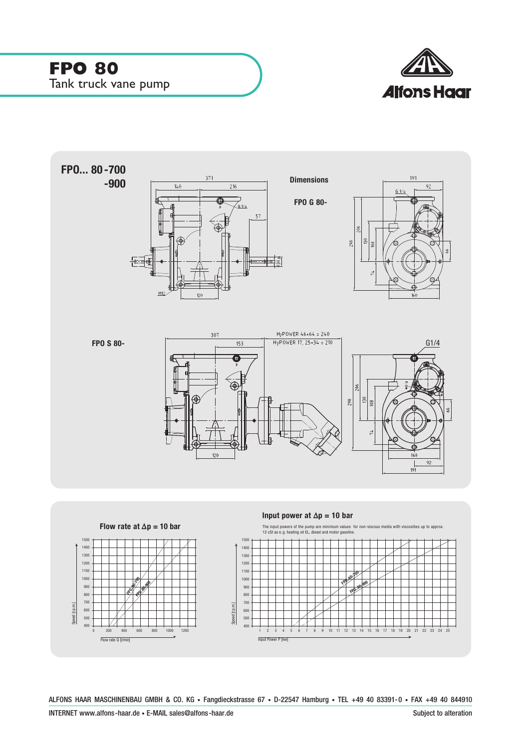# FPO 80

Tank truck vane pump

Alfons Haar

## FPO... 80-700 -900

**Dimensions**

**FPO G 80-**

371
140
216
G 1/4
57
M12
120
191
92
G 1/4
298
206
130
108
74
66
160

**FPO S 80-**

307
153
HyPOWER 46+64 = 240
HyPOWER 17, 25+34 = 210
G1/4
298
206
130
108
74
66
160
92
191
120

**Flow rate at Δp = 10 bar**

Speed [r.p.m.]
1500
1400
1300
1200
1100
1000
900
800
700
600
500
400
0
200
400
600
800
1000
1200
Flow rate Q [l/min]
FPO 80-700
FPO 80-900

**Input power at Δp = 10 bar**

The input powers of the pump are minimum values for non-viscous media with viscosities up to approx. 12 cSt as e.g. heating oil EL, diesel and motor gasoline.

Speed [r.p.m.]
1500
1400
1300
1200
1100
1000
900
800
700
600
500
400
1
2
3
4
5
6
7
8
9
10
11
12
13
14
15
16
17
18
19
20
21
22
23
24
25
Input Power P [kW]
FPO 80-700
FPO 80-900

ALFONS HAAR MASCHINENBAU GMBH & CO. KG • Fangdieckstrasse 67 • D-22547 Hamburg • TEL +49 40 83391-0 • FAX +49 40 844910

INTERNET www.alfons-haar.de • E-MAIL sales@alfons-haar.de

Subject to alteration